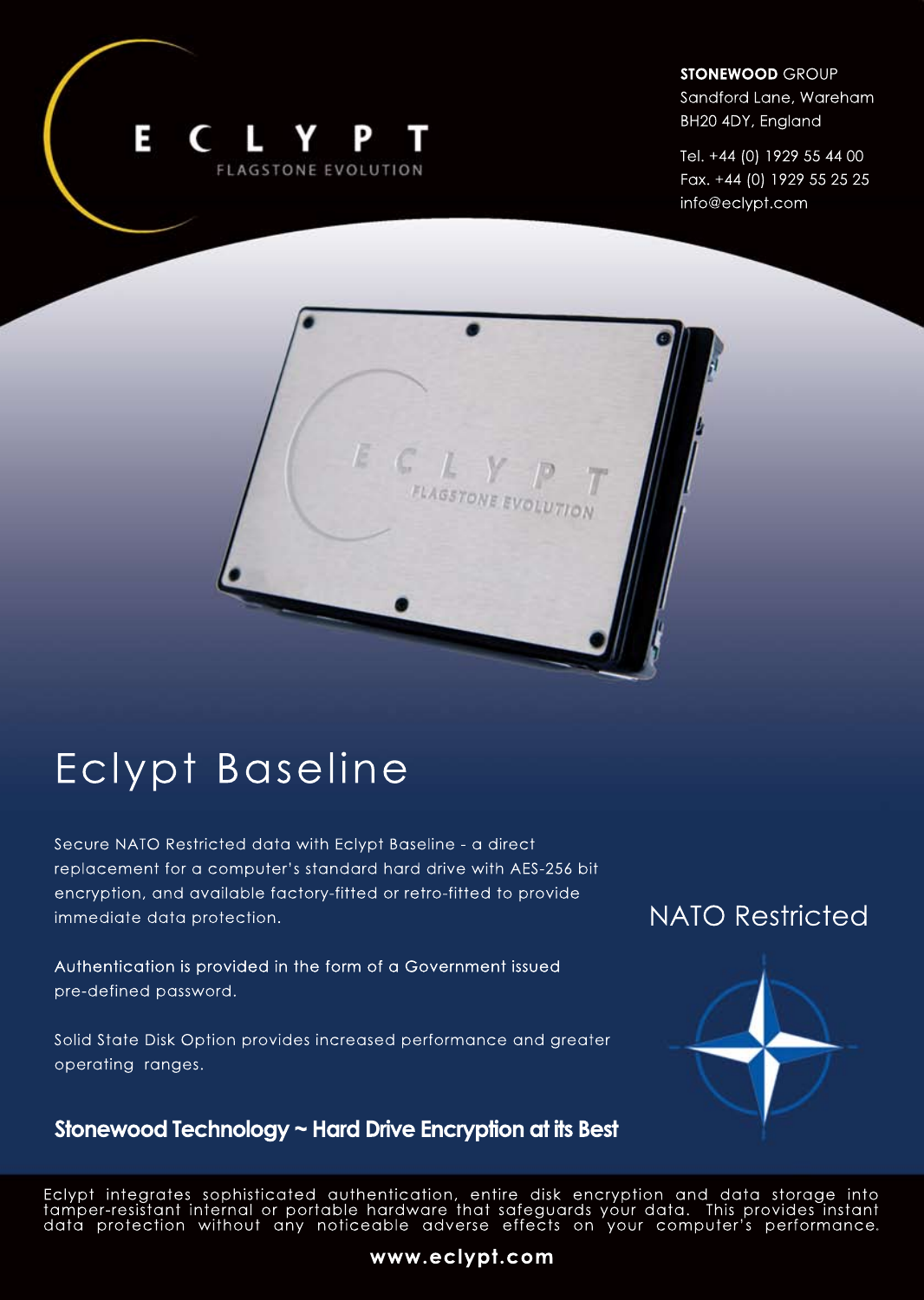ECLYPT
FLAGSTONE EVOLUTION

**STONEWOOD** GROUP
Sandford Lane, Wareham
BH20 4DY, England

Tel. +44 (0) 1929 55 44 00
Fax. +44 (0) 1929 55 25 25
info@eclypt.com

# Eclypt Baseline

Secure NATO Restricted data with Eclypt Baseline - a direct replacement for a computer's standard hard drive with AES-256 bit encryption, and available factory-fitted or retro-fitted to provide immediate data protection.

Authentication is provided in the form of a Government issued pre-defined password.

Solid State Disk Option provides increased performance and greater operating ranges.

## NATO Restricted

**Stonewood Technology ~ Hard Drive Encryption at its Best**

Eclypt integrates sophisticated authentication, entire disk encryption and data storage into tamper-resistant internal or portable hardware that safeguards your data. This provides instant data protection without any noticeable adverse effects on your computer's performance.

**www.eclypt.com**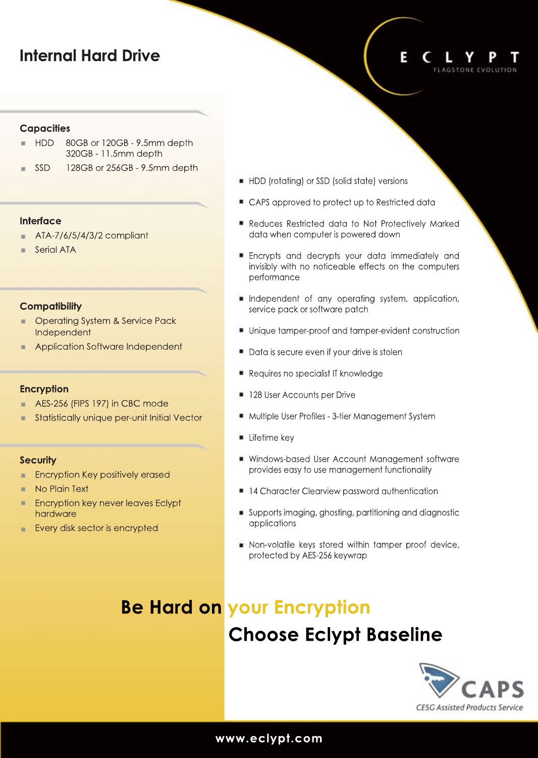# Internal Hard Drive

ECLYPT
FLAGSTONE EVOLUTION

### Capacities

- HDD 80GB or 120GB - 9.5mm depth
  320GB - 11.5mm depth
- SSD 128GB or 256GB - 9.5mm depth

### Interface

- ATA-7/6/5/4/3/2 compliant
- Serial ATA

### Compatibility

- Operating System & Service Pack Independent
- Application Software Independent

### Encryption

- AES-256 (FIPS 197) in CBC mode
- Statistically unique per-unit Initial Vector

### Security

- Encryption Key positively erased
- No Plain Text
- Encryption key never leaves Eclypt hardware
- Every disk sector is encrypted

---

- HDD (rotating) or SSD (solid state) versions
- CAPS approved to protect up to Restricted data
- Reduces Restricted data to Not Protectively Marked data when computer is powered down
- Encrypts and decrypts your data immediately and invisibly with no noticeable effects on the computers performance
- Independent of any operating system, application, service pack or software patch
- Unique tamper-proof and tamper-evident construction
- Data is secure even if your drive is stolen
- Requires no specialist IT knowledge
- 128 User Accounts per Drive
- Multiple User Profiles - 3-tier Management System
- Lifetime key
- Windows-based User Account Management software provides easy to use management functionality
- 14 Character Clearview password authentication
- Supports imaging, ghosting, partitioning and diagnostic applications
- Non-volatile keys stored within tamper proof device, protected by AES-256 keywrap

## Be Hard on your Encryption

## Choose Eclypt Baseline

CAPS
CESG Assisted Products Service

www.eclypt.com